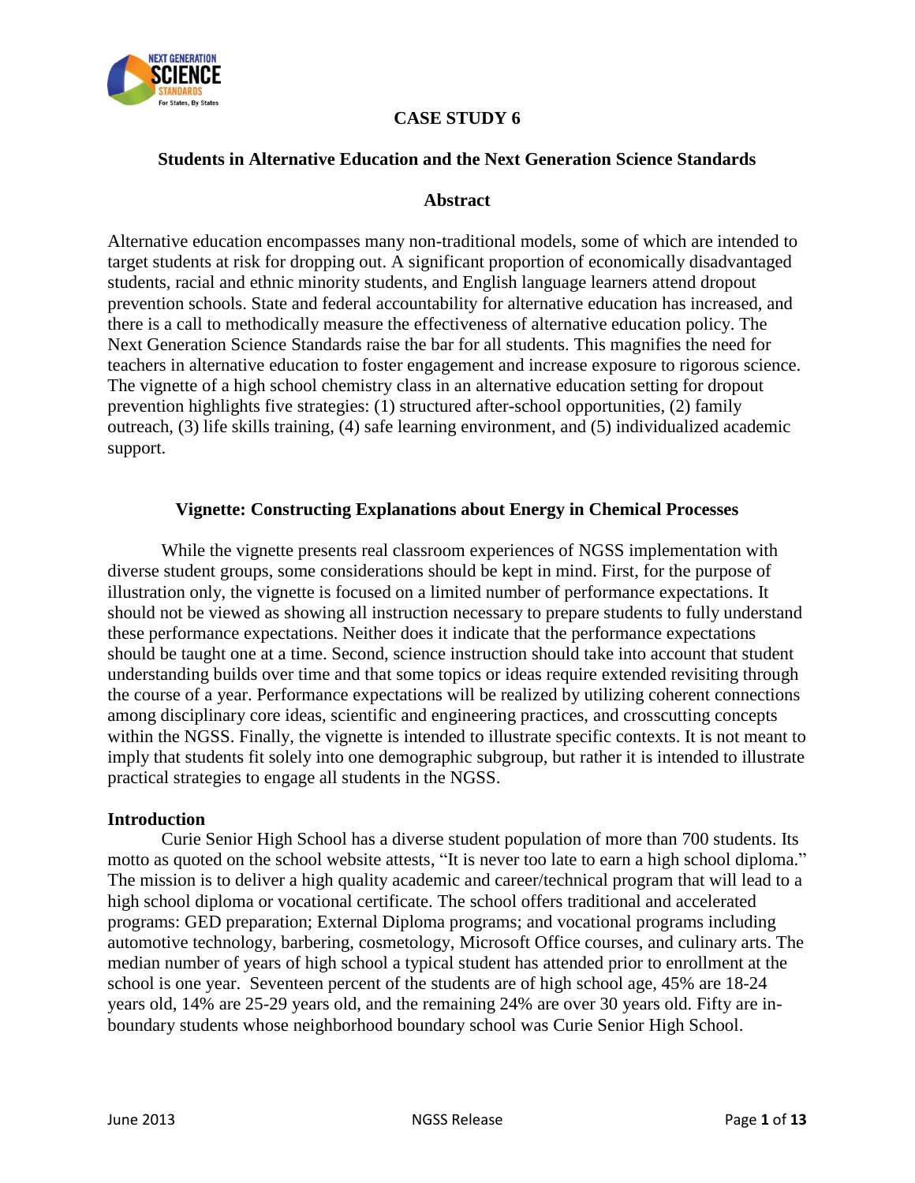# CASE STUDY 6

## Students in Alternative Education and the Next Generation Science Standards

### Abstract

Alternative education encompasses many non-traditional models, some of which are intended to target students at risk for dropping out. A significant proportion of economically disadvantaged students, racial and ethnic minority students, and English language learners attend dropout prevention schools. State and federal accountability for alternative education has increased, and there is a call to methodically measure the effectiveness of alternative education policy. The Next Generation Science Standards raise the bar for all students. This magnifies the need for teachers in alternative education to foster engagement and increase exposure to rigorous science. The vignette of a high school chemistry class in an alternative education setting for dropout prevention highlights five strategies: (1) structured after-school opportunities, (2) family outreach, (3) life skills training, (4) safe learning environment, and (5) individualized academic support.

### Vignette: Constructing Explanations about Energy in Chemical Processes

While the vignette presents real classroom experiences of NGSS implementation with diverse student groups, some considerations should be kept in mind. First, for the purpose of illustration only, the vignette is focused on a limited number of performance expectations. It should not be viewed as showing all instruction necessary to prepare students to fully understand these performance expectations. Neither does it indicate that the performance expectations should be taught one at a time. Second, science instruction should take into account that student understanding builds over time and that some topics or ideas require extended revisiting through the course of a year. Performance expectations will be realized by utilizing coherent connections among disciplinary core ideas, scientific and engineering practices, and crosscutting concepts within the NGSS. Finally, the vignette is intended to illustrate specific contexts. It is not meant to imply that students fit solely into one demographic subgroup, but rather it is intended to illustrate practical strategies to engage all students in the NGSS.

**Introduction**

Curie Senior High School has a diverse student population of more than 700 students. Its motto as quoted on the school website attests, "It is never too late to earn a high school diploma." The mission is to deliver a high quality academic and career/technical program that will lead to a high school diploma or vocational certificate. The school offers traditional and accelerated programs: GED preparation; External Diploma programs; and vocational programs including automotive technology, barbering, cosmetology, Microsoft Office courses, and culinary arts. The median number of years of high school a typical student has attended prior to enrollment at the school is one year. Seventeen percent of the students are of high school age, 45% are 18-24 years old, 14% are 25-29 years old, and the remaining 24% are over 30 years old. Fifty are in-boundary students whose neighborhood boundary school was Curie Senior High School.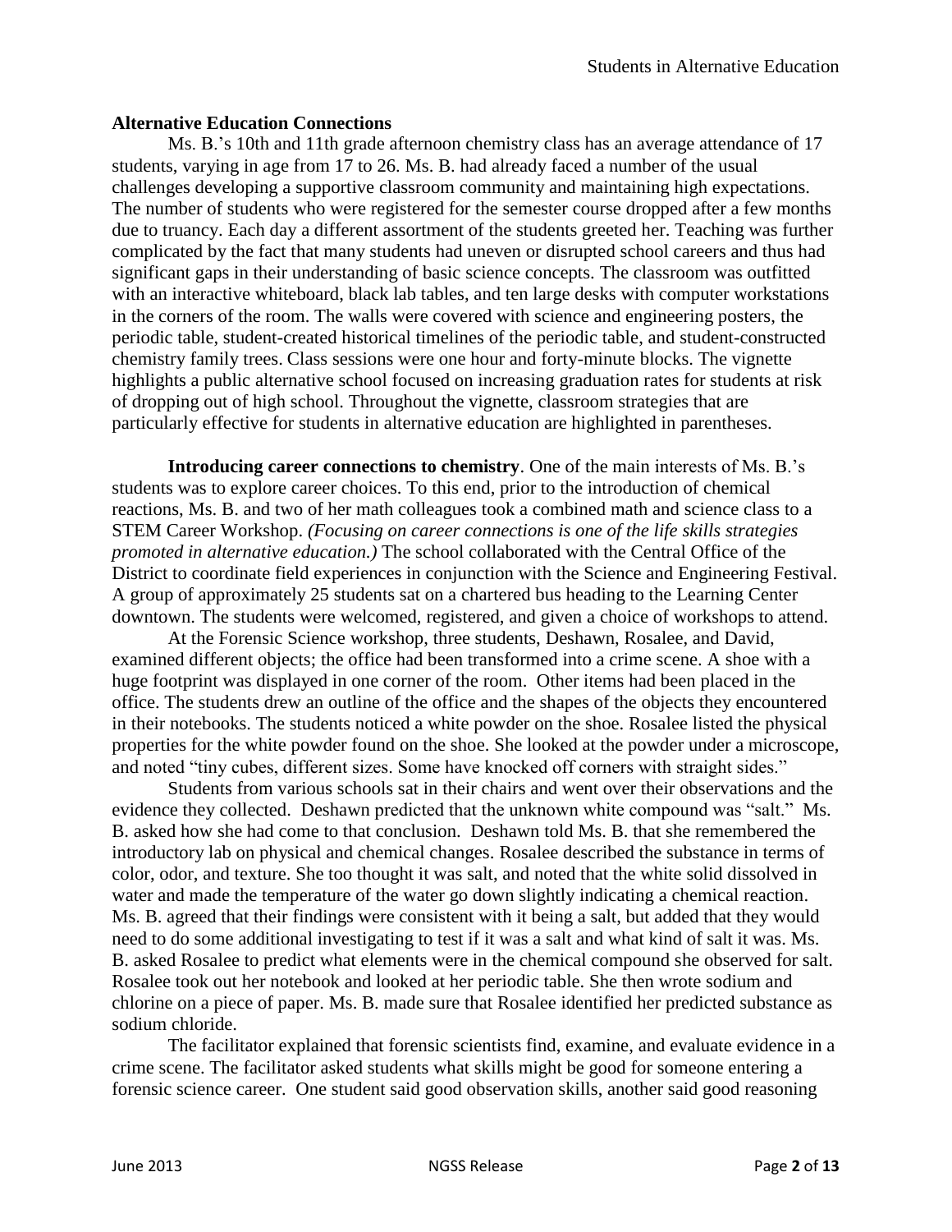**Alternative Education Connections**

Ms. B.'s 10th and 11th grade afternoon chemistry class has an average attendance of 17 students, varying in age from 17 to 26. Ms. B. had already faced a number of the usual challenges developing a supportive classroom community and maintaining high expectations. The number of students who were registered for the semester course dropped after a few months due to truancy. Each day a different assortment of the students greeted her. Teaching was further complicated by the fact that many students had uneven or disrupted school careers and thus had significant gaps in their understanding of basic science concepts. The classroom was outfitted with an interactive whiteboard, black lab tables, and ten large desks with computer workstations in the corners of the room. The walls were covered with science and engineering posters, the periodic table, student-created historical timelines of the periodic table, and student-constructed chemistry family trees. Class sessions were one hour and forty-minute blocks. The vignette highlights a public alternative school focused on increasing graduation rates for students at risk of dropping out of high school. Throughout the vignette, classroom strategies that are particularly effective for students in alternative education are highlighted in parentheses.

**Introducing career connections to chemistry**. One of the main interests of Ms. B.'s students was to explore career choices. To this end, prior to the introduction of chemical reactions, Ms. B. and two of her math colleagues took a combined math and science class to a STEM Career Workshop. *(Focusing on career connections is one of the life skills strategies promoted in alternative education.)* The school collaborated with the Central Office of the District to coordinate field experiences in conjunction with the Science and Engineering Festival. A group of approximately 25 students sat on a chartered bus heading to the Learning Center downtown. The students were welcomed, registered, and given a choice of workshops to attend.

At the Forensic Science workshop, three students, Deshawn, Rosalee, and David, examined different objects; the office had been transformed into a crime scene. A shoe with a huge footprint was displayed in one corner of the room. Other items had been placed in the office. The students drew an outline of the office and the shapes of the objects they encountered in their notebooks. The students noticed a white powder on the shoe. Rosalee listed the physical properties for the white powder found on the shoe. She looked at the powder under a microscope, and noted "tiny cubes, different sizes. Some have knocked off corners with straight sides."

Students from various schools sat in their chairs and went over their observations and the evidence they collected. Deshawn predicted that the unknown white compound was "salt." Ms. B. asked how she had come to that conclusion. Deshawn told Ms. B. that she remembered the introductory lab on physical and chemical changes. Rosalee described the substance in terms of color, odor, and texture. She too thought it was salt, and noted that the white solid dissolved in water and made the temperature of the water go down slightly indicating a chemical reaction. Ms. B. agreed that their findings were consistent with it being a salt, but added that they would need to do some additional investigating to test if it was a salt and what kind of salt it was. Ms. B. asked Rosalee to predict what elements were in the chemical compound she observed for salt. Rosalee took out her notebook and looked at her periodic table. She then wrote sodium and chlorine on a piece of paper. Ms. B. made sure that Rosalee identified her predicted substance as sodium chloride.

The facilitator explained that forensic scientists find, examine, and evaluate evidence in a crime scene. The facilitator asked students what skills might be good for someone entering a forensic science career. One student said good observation skills, another said good reasoning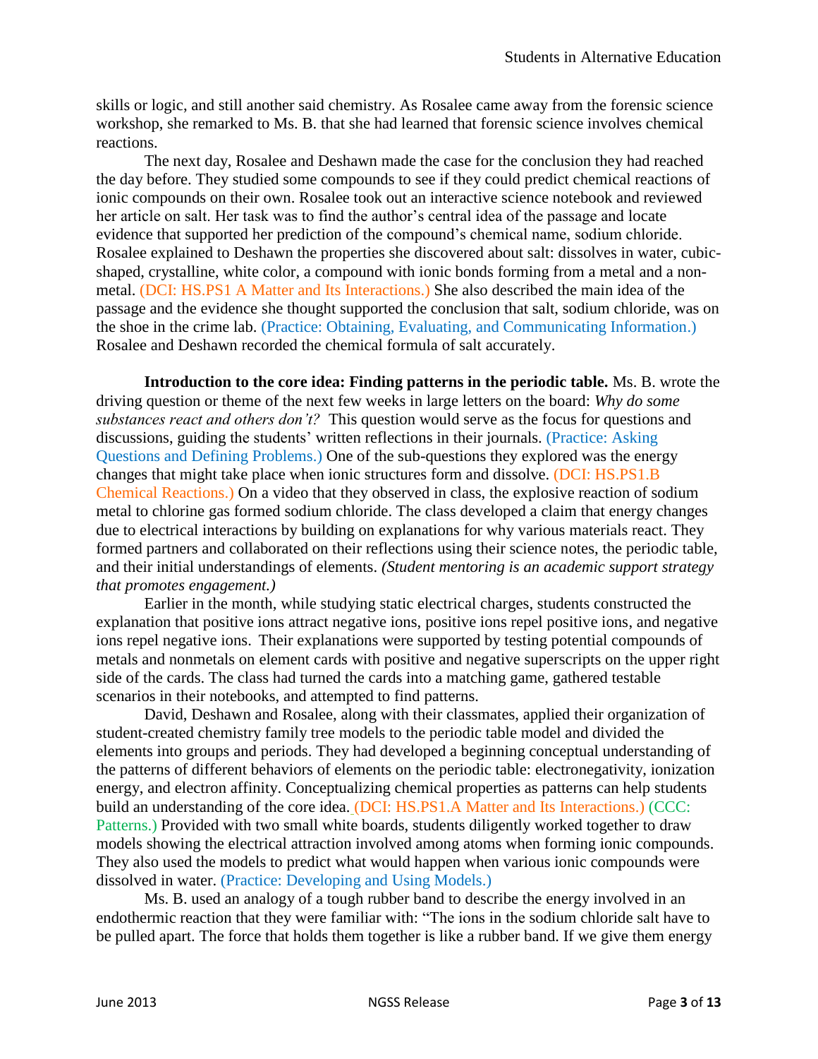skills or logic, and still another said chemistry. As Rosalee came away from the forensic science workshop, she remarked to Ms. B. that she had learned that forensic science involves chemical reactions.

The next day, Rosalee and Deshawn made the case for the conclusion they had reached the day before. They studied some compounds to see if they could predict chemical reactions of ionic compounds on their own. Rosalee took out an interactive science notebook and reviewed her article on salt. Her task was to find the author's central idea of the passage and locate evidence that supported her prediction of the compound's chemical name, sodium chloride. Rosalee explained to Deshawn the properties she discovered about salt: dissolves in water, cubic-shaped, crystalline, white color, a compound with ionic bonds forming from a metal and a non-metal. (DCI: HS.PS1 A Matter and Its Interactions.) She also described the main idea of the passage and the evidence she thought supported the conclusion that salt, sodium chloride, was on the shoe in the crime lab. (Practice: Obtaining, Evaluating, and Communicating Information.) Rosalee and Deshawn recorded the chemical formula of salt accurately.

**Introduction to the core idea: Finding patterns in the periodic table.** Ms. B. wrote the driving question or theme of the next few weeks in large letters on the board: *Why do some substances react and others don't?* This question would serve as the focus for questions and discussions, guiding the students' written reflections in their journals. (Practice: Asking Questions and Defining Problems.) One of the sub-questions they explored was the energy changes that might take place when ionic structures form and dissolve. (DCI: HS.PS1.B Chemical Reactions.) On a video that they observed in class, the explosive reaction of sodium metal to chlorine gas formed sodium chloride. The class developed a claim that energy changes due to electrical interactions by building on explanations for why various materials react. They formed partners and collaborated on their reflections using their science notes, the periodic table, and their initial understandings of elements. *(Student mentoring is an academic support strategy that promotes engagement.)*

Earlier in the month, while studying static electrical charges, students constructed the explanation that positive ions attract negative ions, positive ions repel positive ions, and negative ions repel negative ions. Their explanations were supported by testing potential compounds of metals and nonmetals on element cards with positive and negative superscripts on the upper right side of the cards. The class had turned the cards into a matching game, gathered testable scenarios in their notebooks, and attempted to find patterns.

David, Deshawn and Rosalee, along with their classmates, applied their organization of student-created chemistry family tree models to the periodic table model and divided the elements into groups and periods. They had developed a beginning conceptual understanding of the patterns of different behaviors of elements on the periodic table: electronegativity, ionization energy, and electron affinity. Conceptualizing chemical properties as patterns can help students build an understanding of the core idea. (DCI: HS.PS1.A Matter and Its Interactions.) (CCC: Patterns.) Provided with two small white boards, students diligently worked together to draw models showing the electrical attraction involved among atoms when forming ionic compounds. They also used the models to predict what would happen when various ionic compounds were dissolved in water. (Practice: Developing and Using Models.)

Ms. B. used an analogy of a tough rubber band to describe the energy involved in an endothermic reaction that they were familiar with: "The ions in the sodium chloride salt have to be pulled apart. The force that holds them together is like a rubber band. If we give them energy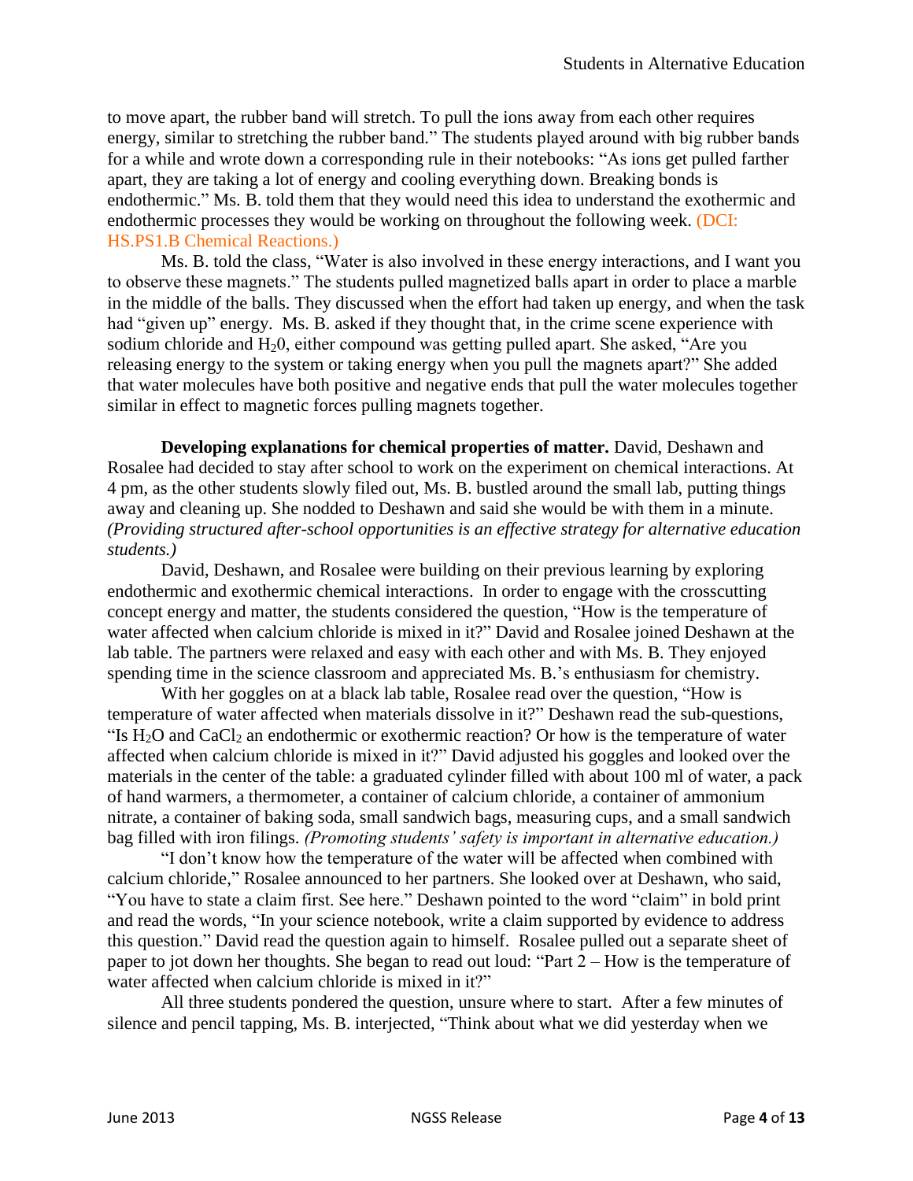to move apart, the rubber band will stretch. To pull the ions away from each other requires energy, similar to stretching the rubber band." The students played around with big rubber bands for a while and wrote down a corresponding rule in their notebooks: "As ions get pulled farther apart, they are taking a lot of energy and cooling everything down. Breaking bonds is endothermic." Ms. B. told them that they would need this idea to understand the exothermic and endothermic processes they would be working on throughout the following week. (DCI: HS.PS1.B Chemical Reactions.)

Ms. B. told the class, "Water is also involved in these energy interactions, and I want you to observe these magnets." The students pulled magnetized balls apart in order to place a marble in the middle of the balls. They discussed when the effort had taken up energy, and when the task had "given up" energy. Ms. B. asked if they thought that, in the crime scene experience with sodium chloride and $H_20$, either compound was getting pulled apart. She asked, "Are you releasing energy to the system or taking energy when you pull the magnets apart?" She added that water molecules have both positive and negative ends that pull the water molecules together similar in effect to magnetic forces pulling magnets together.

**Developing explanations for chemical properties of matter.** David, Deshawn and Rosalee had decided to stay after school to work on the experiment on chemical interactions. At 4 pm, as the other students slowly filed out, Ms. B. bustled around the small lab, putting things away and cleaning up. She nodded to Deshawn and said she would be with them in a minute. *(Providing structured after-school opportunities is an effective strategy for alternative education students.)*

David, Deshawn, and Rosalee were building on their previous learning by exploring endothermic and exothermic chemical interactions. In order to engage with the crosscutting concept energy and matter, the students considered the question, "How is the temperature of water affected when calcium chloride is mixed in it?" David and Rosalee joined Deshawn at the lab table. The partners were relaxed and easy with each other and with Ms. B. They enjoyed spending time in the science classroom and appreciated Ms. B.'s enthusiasm for chemistry.

With her goggles on at a black lab table, Rosalee read over the question, "How is temperature of water affected when materials dissolve in it?" Deshawn read the sub-questions, "Is $H_2O$ and $CaCl_2$ an endothermic or exothermic reaction? Or how is the temperature of water affected when calcium chloride is mixed in it?" David adjusted his goggles and looked over the materials in the center of the table: a graduated cylinder filled with about 100 ml of water, a pack of hand warmers, a thermometer, a container of calcium chloride, a container of ammonium nitrate, a container of baking soda, small sandwich bags, measuring cups, and a small sandwich bag filled with iron filings. *(Promoting students' safety is important in alternative education.)*

"I don't know how the temperature of the water will be affected when combined with calcium chloride," Rosalee announced to her partners. She looked over at Deshawn, who said, "You have to state a claim first. See here." Deshawn pointed to the word "claim" in bold print and read the words, "In your science notebook, write a claim supported by evidence to address this question." David read the question again to himself. Rosalee pulled out a separate sheet of paper to jot down her thoughts. She began to read out loud: "Part 2 – How is the temperature of water affected when calcium chloride is mixed in it?"

All three students pondered the question, unsure where to start. After a few minutes of silence and pencil tapping, Ms. B. interjected, "Think about what we did yesterday when we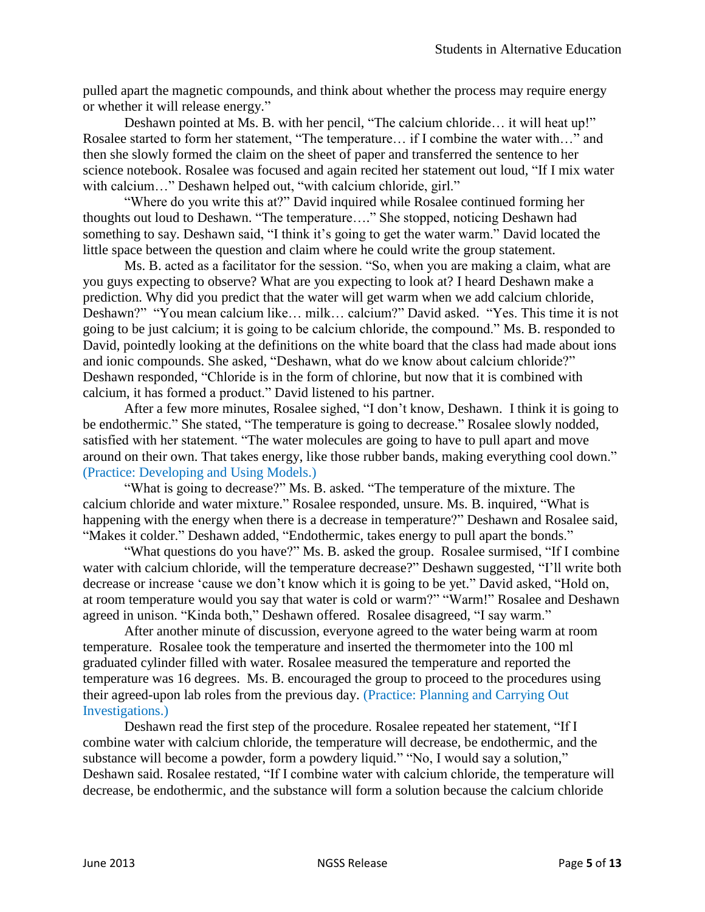pulled apart the magnetic compounds, and think about whether the process may require energy or whether it will release energy."

Deshawn pointed at Ms. B. with her pencil, "The calcium chloride… it will heat up!" Rosalee started to form her statement, "The temperature… if I combine the water with…" and then she slowly formed the claim on the sheet of paper and transferred the sentence to her science notebook. Rosalee was focused and again recited her statement out loud, "If I mix water with calcium…" Deshawn helped out, "with calcium chloride, girl."

"Where do you write this at?" David inquired while Rosalee continued forming her thoughts out loud to Deshawn. "The temperature…." She stopped, noticing Deshawn had something to say. Deshawn said, "I think it's going to get the water warm." David located the little space between the question and claim where he could write the group statement.

Ms. B. acted as a facilitator for the session. "So, when you are making a claim, what are you guys expecting to observe? What are you expecting to look at? I heard Deshawn make a prediction. Why did you predict that the water will get warm when we add calcium chloride, Deshawn?" "You mean calcium like… milk… calcium?" David asked. "Yes. This time it is not going to be just calcium; it is going to be calcium chloride, the compound." Ms. B. responded to David, pointedly looking at the definitions on the white board that the class had made about ions and ionic compounds. She asked, "Deshawn, what do we know about calcium chloride?" Deshawn responded, "Chloride is in the form of chlorine, but now that it is combined with calcium, it has formed a product." David listened to his partner.

After a few more minutes, Rosalee sighed, "I don't know, Deshawn. I think it is going to be endothermic." She stated, "The temperature is going to decrease." Rosalee slowly nodded, satisfied with her statement. "The water molecules are going to have to pull apart and move around on their own. That takes energy, like those rubber bands, making everything cool down." (Practice: Developing and Using Models.)

"What is going to decrease?" Ms. B. asked. "The temperature of the mixture. The calcium chloride and water mixture." Rosalee responded, unsure. Ms. B. inquired, "What is happening with the energy when there is a decrease in temperature?" Deshawn and Rosalee said, "Makes it colder." Deshawn added, "Endothermic, takes energy to pull apart the bonds."

"What questions do you have?" Ms. B. asked the group. Rosalee surmised, "If I combine water with calcium chloride, will the temperature decrease?" Deshawn suggested, "I'll write both decrease or increase 'cause we don't know which it is going to be yet." David asked, "Hold on, at room temperature would you say that water is cold or warm?" "Warm!" Rosalee and Deshawn agreed in unison. "Kinda both," Deshawn offered. Rosalee disagreed, "I say warm."

After another minute of discussion, everyone agreed to the water being warm at room temperature. Rosalee took the temperature and inserted the thermometer into the 100 ml graduated cylinder filled with water. Rosalee measured the temperature and reported the temperature was 16 degrees. Ms. B. encouraged the group to proceed to the procedures using their agreed-upon lab roles from the previous day. (Practice: Planning and Carrying Out Investigations.)

Deshawn read the first step of the procedure. Rosalee repeated her statement, "If I combine water with calcium chloride, the temperature will decrease, be endothermic, and the substance will become a powder, form a powdery liquid." "No, I would say a solution," Deshawn said. Rosalee restated, "If I combine water with calcium chloride, the temperature will decrease, be endothermic, and the substance will form a solution because the calcium chloride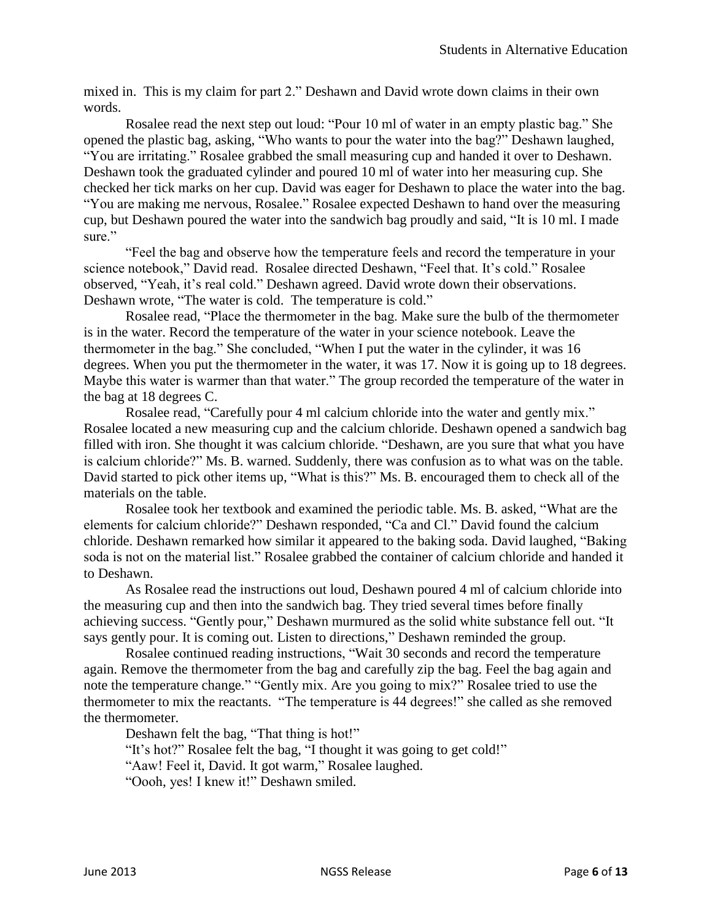mixed in. This is my claim for part 2." Deshawn and David wrote down claims in their own words.

Rosalee read the next step out loud: "Pour 10 ml of water in an empty plastic bag." She opened the plastic bag, asking, "Who wants to pour the water into the bag?" Deshawn laughed, "You are irritating." Rosalee grabbed the small measuring cup and handed it over to Deshawn. Deshawn took the graduated cylinder and poured 10 ml of water into her measuring cup. She checked her tick marks on her cup. David was eager for Deshawn to place the water into the bag. "You are making me nervous, Rosalee." Rosalee expected Deshawn to hand over the measuring cup, but Deshawn poured the water into the sandwich bag proudly and said, "It is 10 ml. I made sure."

"Feel the bag and observe how the temperature feels and record the temperature in your science notebook," David read. Rosalee directed Deshawn, "Feel that. It's cold." Rosalee observed, "Yeah, it's real cold." Deshawn agreed. David wrote down their observations. Deshawn wrote, "The water is cold. The temperature is cold."

Rosalee read, "Place the thermometer in the bag. Make sure the bulb of the thermometer is in the water. Record the temperature of the water in your science notebook. Leave the thermometer in the bag." She concluded, "When I put the water in the cylinder, it was 16 degrees. When you put the thermometer in the water, it was 17. Now it is going up to 18 degrees. Maybe this water is warmer than that water." The group recorded the temperature of the water in the bag at 18 degrees C.

Rosalee read, "Carefully pour 4 ml calcium chloride into the water and gently mix." Rosalee located a new measuring cup and the calcium chloride. Deshawn opened a sandwich bag filled with iron. She thought it was calcium chloride. "Deshawn, are you sure that what you have is calcium chloride?" Ms. B. warned. Suddenly, there was confusion as to what was on the table. David started to pick other items up, "What is this?" Ms. B. encouraged them to check all of the materials on the table.

Rosalee took her textbook and examined the periodic table. Ms. B. asked, "What are the elements for calcium chloride?" Deshawn responded, "Ca and Cl." David found the calcium chloride. Deshawn remarked how similar it appeared to the baking soda. David laughed, "Baking soda is not on the material list." Rosalee grabbed the container of calcium chloride and handed it to Deshawn.

As Rosalee read the instructions out loud, Deshawn poured 4 ml of calcium chloride into the measuring cup and then into the sandwich bag. They tried several times before finally achieving success. "Gently pour," Deshawn murmured as the solid white substance fell out. "It says gently pour. It is coming out. Listen to directions," Deshawn reminded the group.

Rosalee continued reading instructions, "Wait 30 seconds and record the temperature again. Remove the thermometer from the bag and carefully zip the bag. Feel the bag again and note the temperature change." "Gently mix. Are you going to mix?" Rosalee tried to use the thermometer to mix the reactants. "The temperature is 44 degrees!" she called as she removed the thermometer.

Deshawn felt the bag, "That thing is hot!"

"It's hot?" Rosalee felt the bag, "I thought it was going to get cold!"

"Aaw! Feel it, David. It got warm," Rosalee laughed.

"Oooh, yes! I knew it!" Deshawn smiled.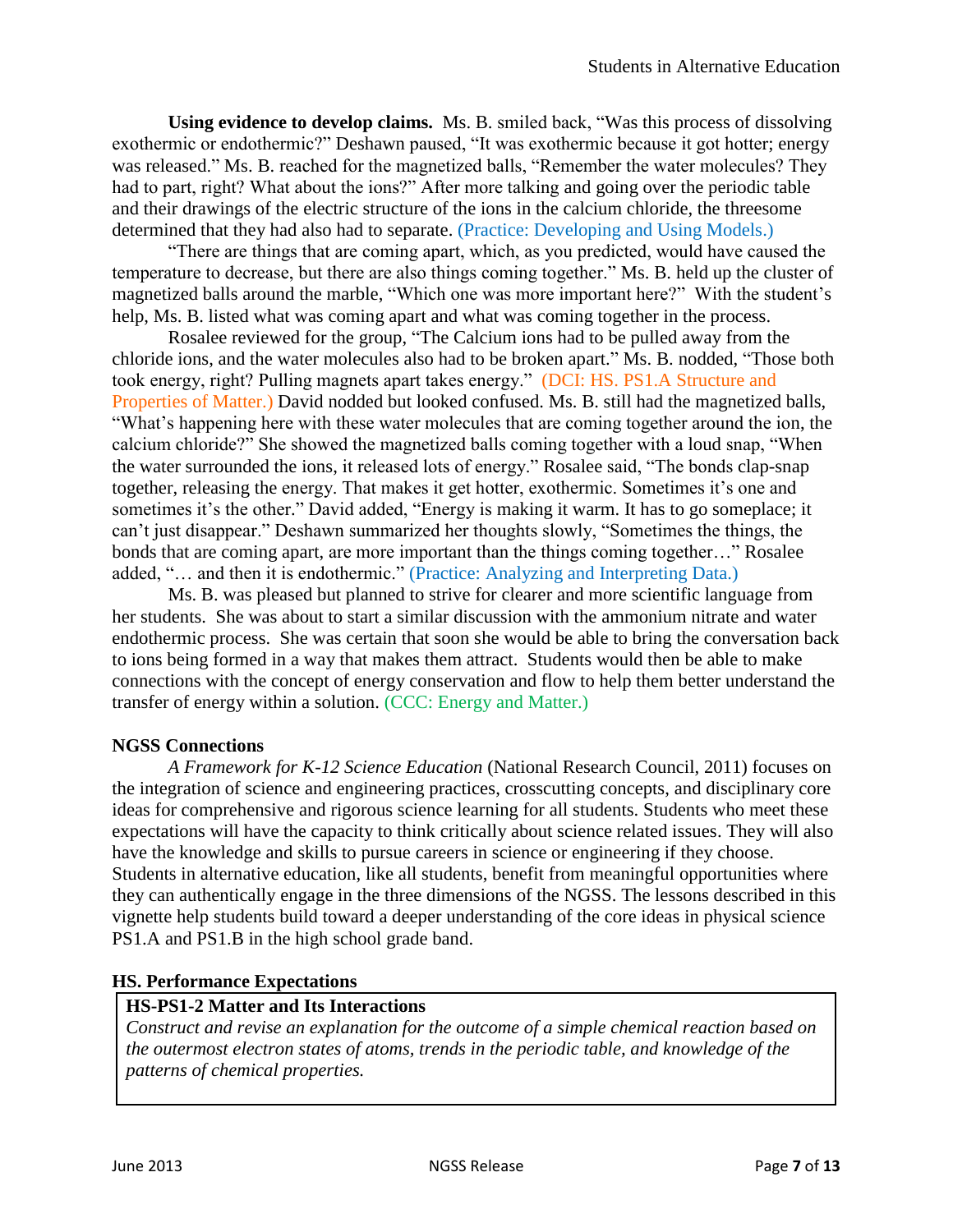**Using evidence to develop claims.** Ms. B. smiled back, "Was this process of dissolving exothermic or endothermic?" Deshawn paused, "It was exothermic because it got hotter; energy was released." Ms. B. reached for the magnetized balls, "Remember the water molecules? They had to part, right? What about the ions?" After more talking and going over the periodic table and their drawings of the electric structure of the ions in the calcium chloride, the threesome determined that they had also had to separate. (Practice: Developing and Using Models.)

"There are things that are coming apart, which, as you predicted, would have caused the temperature to decrease, but there are also things coming together." Ms. B. held up the cluster of magnetized balls around the marble, "Which one was more important here?" With the student's help, Ms. B. listed what was coming apart and what was coming together in the process.

Rosalee reviewed for the group, "The Calcium ions had to be pulled away from the chloride ions, and the water molecules also had to be broken apart." Ms. B. nodded, "Those both took energy, right? Pulling magnets apart takes energy." (DCI: HS. PS1.A Structure and Properties of Matter.) David nodded but looked confused. Ms. B. still had the magnetized balls, "What's happening here with these water molecules that are coming together around the ion, the calcium chloride?" She showed the magnetized balls coming together with a loud snap, "When the water surrounded the ions, it released lots of energy." Rosalee said, "The bonds clap-snap together, releasing the energy. That makes it get hotter, exothermic. Sometimes it's one and sometimes it's the other." David added, "Energy is making it warm. It has to go someplace; it can't just disappear." Deshawn summarized her thoughts slowly, "Sometimes the things, the bonds that are coming apart, are more important than the things coming together…" Rosalee added, "… and then it is endothermic." (Practice: Analyzing and Interpreting Data.)

Ms. B. was pleased but planned to strive for clearer and more scientific language from her students. She was about to start a similar discussion with the ammonium nitrate and water endothermic process. She was certain that soon she would be able to bring the conversation back to ions being formed in a way that makes them attract. Students would then be able to make connections with the concept of energy conservation and flow to help them better understand the transfer of energy within a solution. (CCC: Energy and Matter.)

## NGSS Connections

*A Framework for K-12 Science Education* (National Research Council, 2011) focuses on the integration of science and engineering practices, crosscutting concepts, and disciplinary core ideas for comprehensive and rigorous science learning for all students. Students who meet these expectations will have the capacity to think critically about science related issues. They will also have the knowledge and skills to pursue careers in science or engineering if they choose. Students in alternative education, like all students, benefit from meaningful opportunities where they can authentically engage in the three dimensions of the NGSS. The lessons described in this vignette help students build toward a deeper understanding of the core ideas in physical science PS1.A and PS1.B in the high school grade band.

## HS. Performance Expectations

**HS-PS1-2 Matter and Its Interactions**

*Construct and revise an explanation for the outcome of a simple chemical reaction based on the outermost electron states of atoms, trends in the periodic table, and knowledge of the patterns of chemical properties.*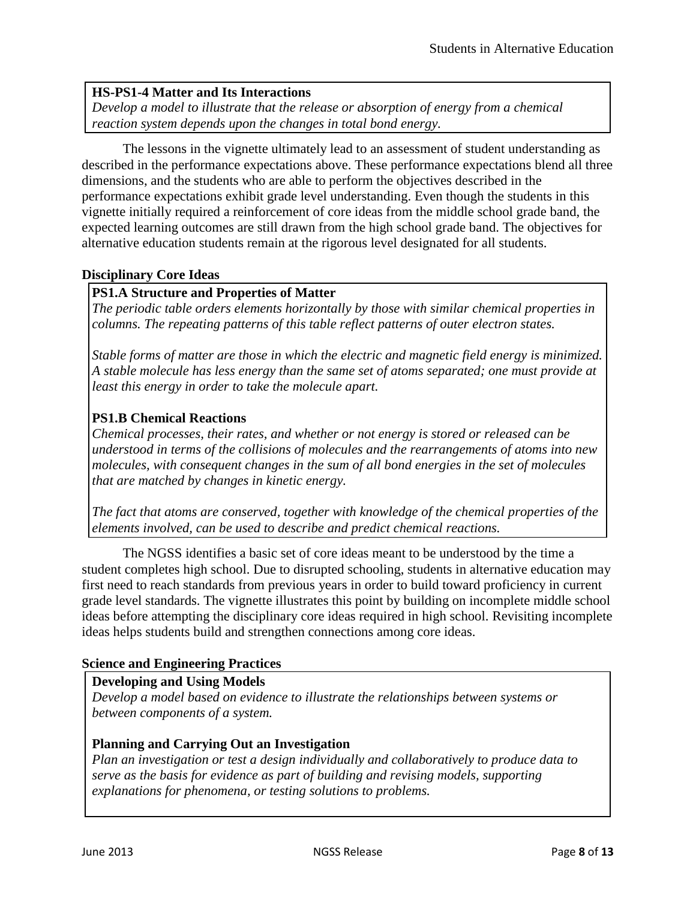**HS-PS1-4 Matter and Its Interactions**
*Develop a model to illustrate that the release or absorption of energy from a chemical reaction system depends upon the changes in total bond energy.*

The lessons in the vignette ultimately lead to an assessment of student understanding as described in the performance expectations above. These performance expectations blend all three dimensions, and the students who are able to perform the objectives described in the performance expectations exhibit grade level understanding. Even though the students in this vignette initially required a reinforcement of core ideas from the middle school grade band, the expected learning outcomes are still drawn from the high school grade band. The objectives for alternative education students remain at the rigorous level designated for all students.

### Disciplinary Core Ideas

**PS1.A Structure and Properties of Matter**
*The periodic table orders elements horizontally by those with similar chemical properties in columns. The repeating patterns of this table reflect patterns of outer electron states.*

*Stable forms of matter are those in which the electric and magnetic field energy is minimized. A stable molecule has less energy than the same set of atoms separated; one must provide at least this energy in order to take the molecule apart.*

**PS1.B Chemical Reactions**
*Chemical processes, their rates, and whether or not energy is stored or released can be understood in terms of the collisions of molecules and the rearrangements of atoms into new molecules, with consequent changes in the sum of all bond energies in the set of molecules that are matched by changes in kinetic energy.*

*The fact that atoms are conserved, together with knowledge of the chemical properties of the elements involved, can be used to describe and predict chemical reactions.*

The NGSS identifies a basic set of core ideas meant to be understood by the time a student completes high school. Due to disrupted schooling, students in alternative education may first need to reach standards from previous years in order to build toward proficiency in current grade level standards. The vignette illustrates this point by building on incomplete middle school ideas before attempting the disciplinary core ideas required in high school. Revisiting incomplete ideas helps students build and strengthen connections among core ideas.

### Science and Engineering Practices

**Developing and Using Models**
*Develop a model based on evidence to illustrate the relationships between systems or between components of a system.*

**Planning and Carrying Out an Investigation**
*Plan an investigation or test a design individually and collaboratively to produce data to serve as the basis for evidence as part of building and revising models, supporting explanations for phenomena, or testing solutions to problems.*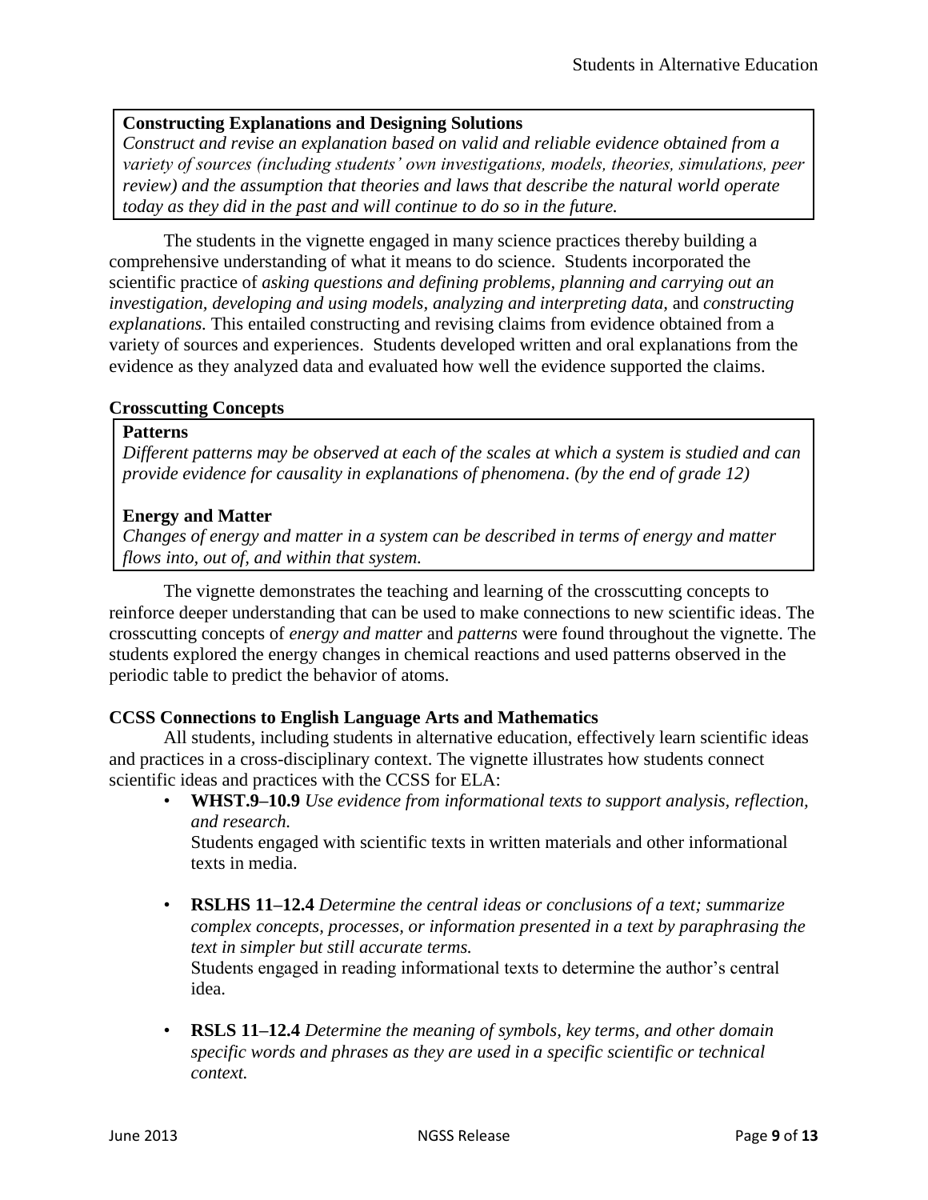> **Constructing Explanations and Designing Solutions**
> *Construct and revise an explanation based on valid and reliable evidence obtained from a variety of sources (including students' own investigations, models, theories, simulations, peer review) and the assumption that theories and laws that describe the natural world operate today as they did in the past and will continue to do so in the future.*

The students in the vignette engaged in many science practices thereby building a comprehensive understanding of what it means to do science. Students incorporated the scientific practice of *asking questions and defining problems*, *planning and carrying out an investigation*, *developing and using models, analyzing and interpreting data,* and *constructing explanations.* This entailed constructing and revising claims from evidence obtained from a variety of sources and experiences. Students developed written and oral explanations from the evidence as they analyzed data and evaluated how well the evidence supported the claims.

**Crosscutting Concepts**

> **Patterns**
> *Different patterns may be observed at each of the scales at which a system is studied and can provide evidence for causality in explanations of phenomena. (by the end of grade 12)*
>
> **Energy and Matter**
> *Changes of energy and matter in a system can be described in terms of energy and matter flows into, out of, and within that system.*

The vignette demonstrates the teaching and learning of the crosscutting concepts to reinforce deeper understanding that can be used to make connections to new scientific ideas. The crosscutting concepts of *energy and matter* and *patterns* were found throughout the vignette. The students explored the energy changes in chemical reactions and used patterns observed in the periodic table to predict the behavior of atoms.

**CCSS Connections to English Language Arts and Mathematics**

All students, including students in alternative education, effectively learn scientific ideas and practices in a cross-disciplinary context. The vignette illustrates how students connect scientific ideas and practices with the CCSS for ELA:

- **WHST.9–10.9** *Use evidence from informational texts to support analysis, reflection, and research.*
  Students engaged with scientific texts in written materials and other informational texts in media.

- **RSLHS 11–12.4** *Determine the central ideas or conclusions of a text; summarize complex concepts, processes, or information presented in a text by paraphrasing the text in simpler but still accurate terms.*
  Students engaged in reading informational texts to determine the author's central idea.

- **RSLS 11–12.4** *Determine the meaning of symbols, key terms, and other domain specific words and phrases as they are used in a specific scientific or technical context.*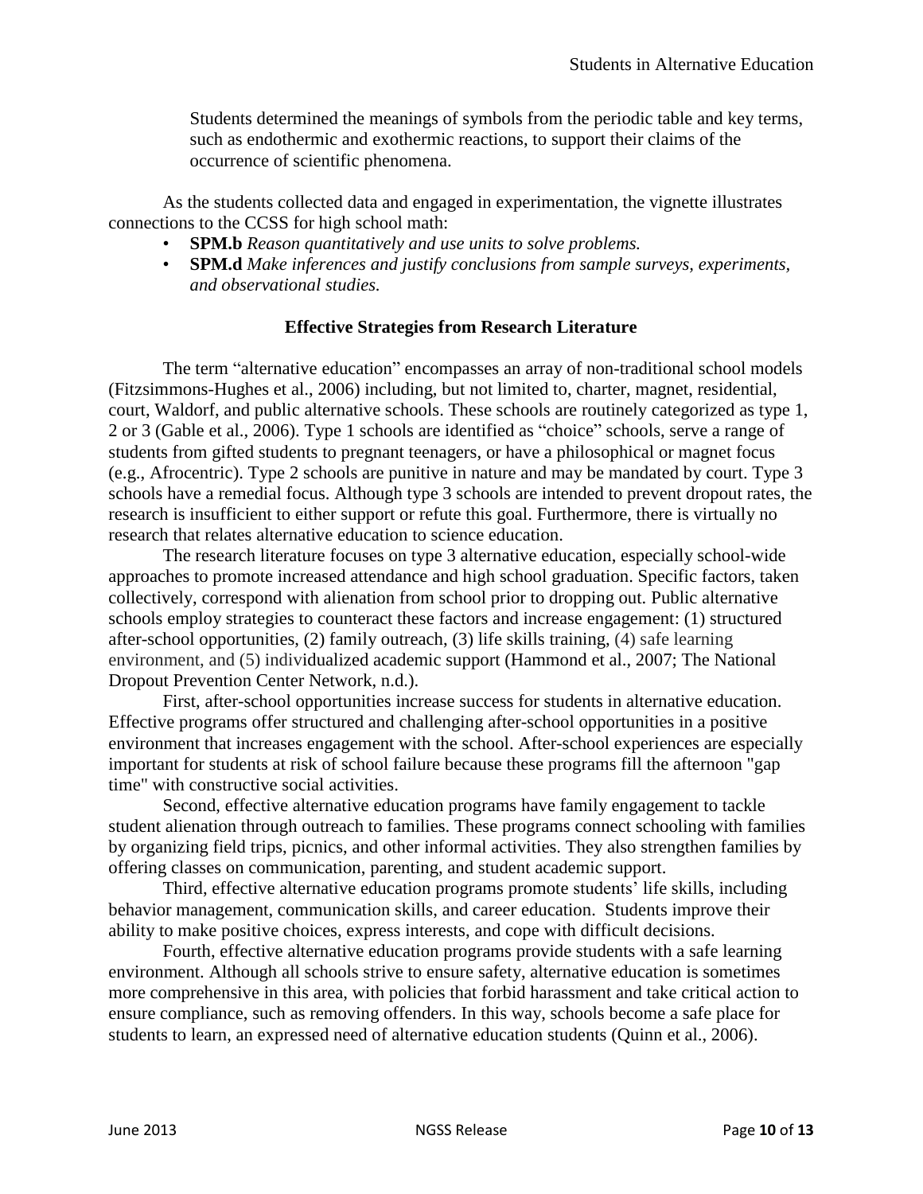Students determined the meanings of symbols from the periodic table and key terms, such as endothermic and exothermic reactions, to support their claims of the occurrence of scientific phenomena.

As the students collected data and engaged in experimentation, the vignette illustrates connections to the CCSS for high school math:

- **SPM.b** *Reason quantitatively and use units to solve problems.*
- **SPM.d** *Make inferences and justify conclusions from sample surveys, experiments, and observational studies.*

## Effective Strategies from Research Literature

The term "alternative education" encompasses an array of non-traditional school models (Fitzsimmons-Hughes et al., 2006) including, but not limited to, charter, magnet, residential, court, Waldorf, and public alternative schools. These schools are routinely categorized as type 1, 2 or 3 (Gable et al., 2006). Type 1 schools are identified as "choice" schools, serve a range of students from gifted students to pregnant teenagers, or have a philosophical or magnet focus (e.g., Afrocentric). Type 2 schools are punitive in nature and may be mandated by court. Type 3 schools have a remedial focus. Although type 3 schools are intended to prevent dropout rates, the research is insufficient to either support or refute this goal. Furthermore, there is virtually no research that relates alternative education to science education.

The research literature focuses on type 3 alternative education, especially school-wide approaches to promote increased attendance and high school graduation. Specific factors, taken collectively, correspond with alienation from school prior to dropping out. Public alternative schools employ strategies to counteract these factors and increase engagement: (1) structured after-school opportunities, (2) family outreach, (3) life skills training, (4) safe learning environment, and (5) individualized academic support (Hammond et al., 2007; The National Dropout Prevention Center Network, n.d.).

First, after-school opportunities increase success for students in alternative education. Effective programs offer structured and challenging after-school opportunities in a positive environment that increases engagement with the school. After-school experiences are especially important for students at risk of school failure because these programs fill the afternoon "gap time" with constructive social activities.

Second, effective alternative education programs have family engagement to tackle student alienation through outreach to families. These programs connect schooling with families by organizing field trips, picnics, and other informal activities. They also strengthen families by offering classes on communication, parenting, and student academic support.

Third, effective alternative education programs promote students' life skills, including behavior management, communication skills, and career education. Students improve their ability to make positive choices, express interests, and cope with difficult decisions.

Fourth, effective alternative education programs provide students with a safe learning environment. Although all schools strive to ensure safety, alternative education is sometimes more comprehensive in this area, with policies that forbid harassment and take critical action to ensure compliance, such as removing offenders. In this way, schools become a safe place for students to learn, an expressed need of alternative education students (Quinn et al., 2006).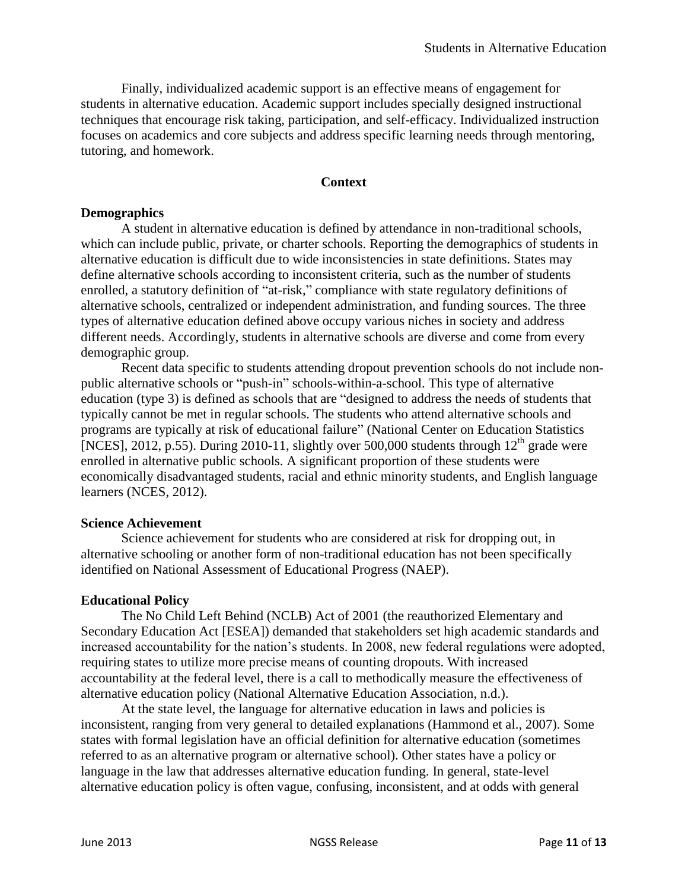Finally, individualized academic support is an effective means of engagement for students in alternative education. Academic support includes specially designed instructional techniques that encourage risk taking, participation, and self-efficacy. Individualized instruction focuses on academics and core subjects and address specific learning needs through mentoring, tutoring, and homework.

## Context

### Demographics

A student in alternative education is defined by attendance in non-traditional schools, which can include public, private, or charter schools. Reporting the demographics of students in alternative education is difficult due to wide inconsistencies in state definitions. States may define alternative schools according to inconsistent criteria, such as the number of students enrolled, a statutory definition of "at-risk," compliance with state regulatory definitions of alternative schools, centralized or independent administration, and funding sources. The three types of alternative education defined above occupy various niches in society and address different needs. Accordingly, students in alternative schools are diverse and come from every demographic group.

Recent data specific to students attending dropout prevention schools do not include non-public alternative schools or "push-in" schools-within-a-school. This type of alternative education (type 3) is defined as schools that are "designed to address the needs of students that typically cannot be met in regular schools. The students who attend alternative schools and programs are typically at risk of educational failure" (National Center on Education Statistics [NCES], 2012, p.55). During 2010-11, slightly over 500,000 students through 12th grade were enrolled in alternative public schools. A significant proportion of these students were economically disadvantaged students, racial and ethnic minority students, and English language learners (NCES, 2012).

### Science Achievement

Science achievement for students who are considered at risk for dropping out, in alternative schooling or another form of non-traditional education has not been specifically identified on National Assessment of Educational Progress (NAEP).

### Educational Policy

The No Child Left Behind (NCLB) Act of 2001 (the reauthorized Elementary and Secondary Education Act [ESEA]) demanded that stakeholders set high academic standards and increased accountability for the nation's students. In 2008, new federal regulations were adopted, requiring states to utilize more precise means of counting dropouts. With increased accountability at the federal level, there is a call to methodically measure the effectiveness of alternative education policy (National Alternative Education Association, n.d.).

At the state level, the language for alternative education in laws and policies is inconsistent, ranging from very general to detailed explanations (Hammond et al., 2007). Some states with formal legislation have an official definition for alternative education (sometimes referred to as an alternative program or alternative school). Other states have a policy or language in the law that addresses alternative education funding. In general, state-level alternative education policy is often vague, confusing, inconsistent, and at odds with general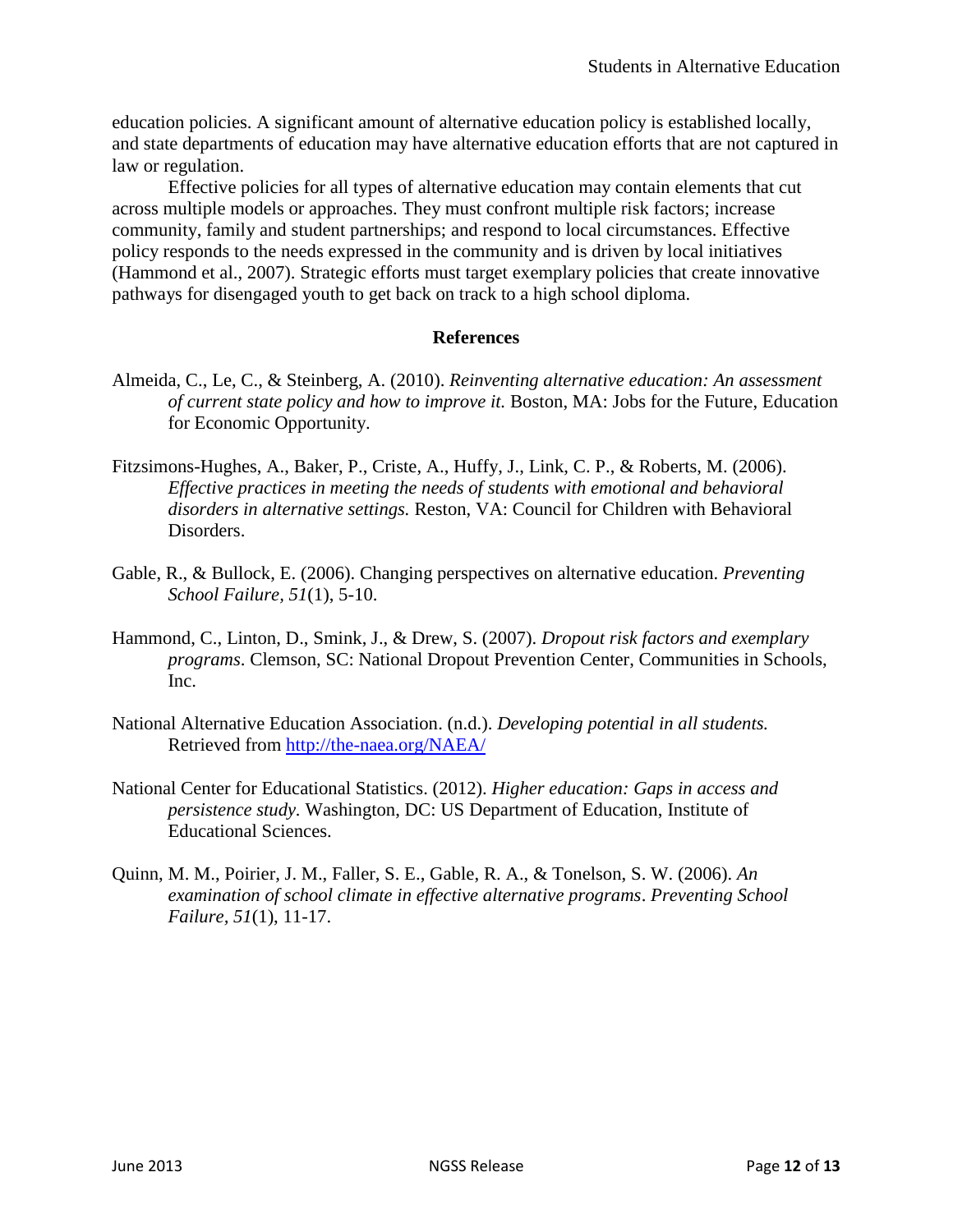education policies. A significant amount of alternative education policy is established locally, and state departments of education may have alternative education efforts that are not captured in law or regulation.

Effective policies for all types of alternative education may contain elements that cut across multiple models or approaches. They must confront multiple risk factors; increase community, family and student partnerships; and respond to local circumstances. Effective policy responds to the needs expressed in the community and is driven by local initiatives (Hammond et al., 2007). Strategic efforts must target exemplary policies that create innovative pathways for disengaged youth to get back on track to a high school diploma.

## References

Almeida, C., Le, C., & Steinberg, A. (2010). *Reinventing alternative education: An assessment of current state policy and how to improve it.* Boston, MA: Jobs for the Future, Education for Economic Opportunity.

Fitzsimons-Hughes, A., Baker, P., Criste, A., Huffy, J., Link, C. P., & Roberts, M. (2006). *Effective practices in meeting the needs of students with emotional and behavioral disorders in alternative settings.* Reston, VA: Council for Children with Behavioral Disorders.

Gable, R., & Bullock, E. (2006). Changing perspectives on alternative education. *Preventing School Failure, 51*(1), 5-10.

Hammond, C., Linton, D., Smink, J., & Drew, S. (2007). *Dropout risk factors and exemplary programs*. Clemson, SC: National Dropout Prevention Center, Communities in Schools, Inc.

National Alternative Education Association. (n.d.). *Developing potential in all students.* Retrieved from [http://the-naea.org/NAEA/](http://the-naea.org/NAEA/)

National Center for Educational Statistics. (2012). *Higher education: Gaps in access and persistence study*. Washington, DC: US Department of Education, Institute of Educational Sciences.

Quinn, M. M., Poirier, J. M., Faller, S. E., Gable, R. A., & Tonelson, S. W. (2006). *An examination of school climate in effective alternative programs*. *Preventing School Failure, 51*(1), 11-17.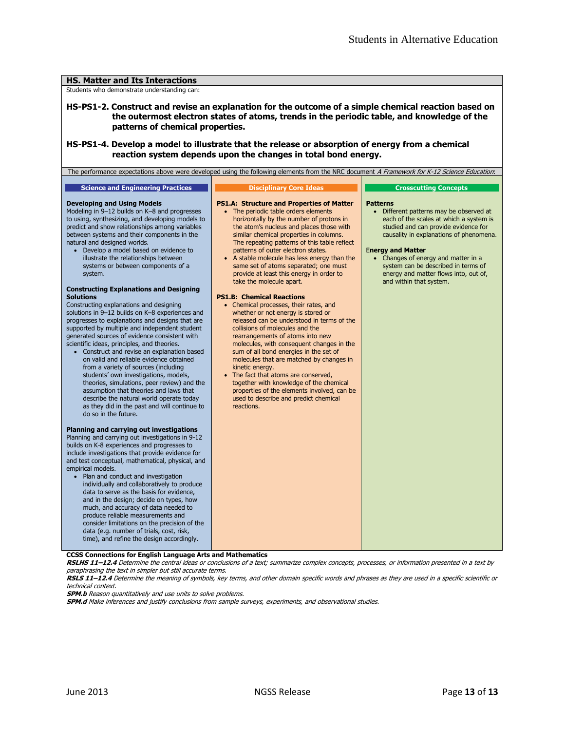## HS. Matter and Its Interactions

Students who demonstrate understanding can:

**HS-PS1-2. Construct and revise an explanation for the outcome of a simple chemical reaction based on the outermost electron states of atoms, trends in the periodic table, and knowledge of the patterns of chemical properties.**

**HS-PS1-4. Develop a model to illustrate that the release or absorption of energy from a chemical reaction system depends upon the changes in total bond energy.**

The performance expectations above were developed using the following elements from the NRC document *A Framework for K-12 Science Education*:

### Science and Engineering Practices

**Developing and Using Models**

Modeling in 9–12 builds on K–8 and progresses to using, synthesizing, and developing models to predict and show relationships among variables between systems and their components in the natural and designed worlds.

- Develop a model based on evidence to illustrate the relationships between systems or between components of a system.

**Constructing Explanations and Designing Solutions**

Constructing explanations and designing solutions in 9–12 builds on K–8 experiences and progresses to explanations and designs that are supported by multiple and independent student generated sources of evidence consistent with scientific ideas, principles, and theories.

- Construct and revise an explanation based on valid and reliable evidence obtained from a variety of sources (including students' own investigations, models, theories, simulations, peer review) and the assumption that theories and laws that describe the natural world operate today as they did in the past and will continue to do so in the future.

**Planning and carrying out investigations**

Planning and carrying out investigations in 9-12 builds on K-8 experiences and progresses to include investigations that provide evidence for and test conceptual, mathematical, physical, and empirical models.

- Plan and conduct and investigation individually and collaboratively to produce data to serve as the basis for evidence, and in the design; decide on types, how much, and accuracy of data needed to produce reliable measurements and consider limitations on the precision of the data (e.g. number of trials, cost, risk, time), and refine the design accordingly.

### Disciplinary Core Ideas

**PS1.A: Structure and Properties of Matter**

- The periodic table orders elements horizontally by the number of protons in the atom's nucleus and places those with similar chemical properties in columns. The repeating patterns of this table reflect patterns of outer electron states.
- A stable molecule has less energy than the same set of atoms separated; one must provide at least this energy in order to take the molecule apart.

**PS1.B: Chemical Reactions**

- Chemical processes, their rates, and whether or not energy is stored or released can be understood in terms of the collisions of molecules and the rearrangements of atoms into new molecules, with consequent changes in the sum of all bond energies in the set of molecules that are matched by changes in kinetic energy.
- The fact that atoms are conserved, together with knowledge of the chemical properties of the elements involved, can be used to describe and predict chemical reactions.

### Crosscutting Concepts

**Patterns**

- Different patterns may be observed at each of the scales at which a system is studied and can provide evidence for causality in explanations of phenomena.

**Energy and Matter**

- Changes of energy and matter in a system can be described in terms of energy and matter flows into, out of, and within that system.

**CCSS Connections for English Language Arts and Mathematics**

***RSLHS 11–12.4*** *Determine the central ideas or conclusions of a text; summarize complex concepts, processes, or information presented in a text by paraphrasing the text in simpler but still accurate terms.*

***RSLS 11–12.4*** *Determine the meaning of symbols, key terms, and other domain specific words and phrases as they are used in a specific scientific or technical context.*

***SPM.b*** *Reason quantitatively and use units to solve problems.*

***SPM.d*** *Make inferences and justify conclusions from sample surveys, experiments, and observational studies.*